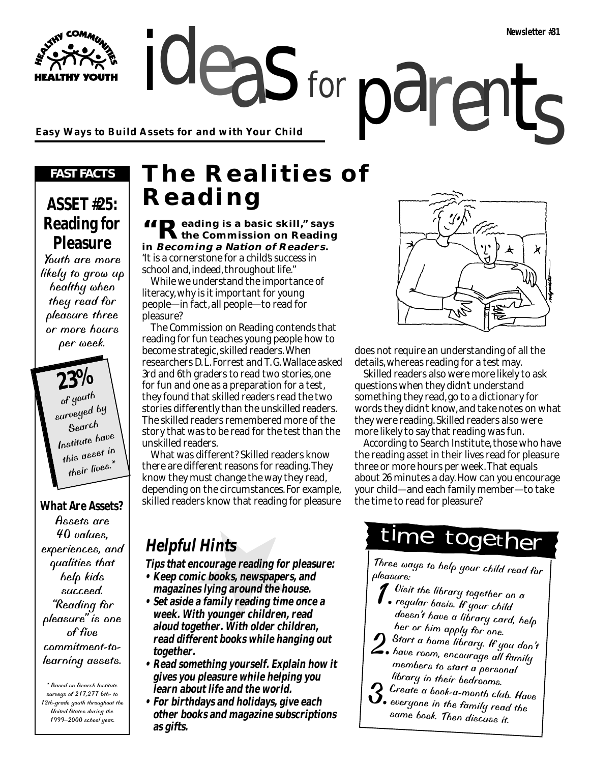Newsletter #31

# ideas for parents

**Easy Ways to Build Assets for and with Your Child**

## FAST FACTS

### ASSET #25: Reading for Pleasure

Youth are more likely to grow up healthy when they read for pleasure three or more hours per week.

**23%** of youth surveyed by Search Institute have this asset in their lives.*

**What Are Assets?**

Assets are 40 values, experiences, and qualities that help kids succeed. "Reading for pleasure" is one of five commitment-to-learning assets.

* Based on Search Institute surveys of 217,277 6th- to 12th-grade youth throughout the United States during the 1999–2000 school year.

# The Realities of Reading

**"Reading is a basic skill," says the Commission on Reading in *Becoming a Nation of Readers*.** "It is a cornerstone for a child's success in school and, indeed, throughout life."

While we understand the importance of literacy, why is it important for young people—in fact, all people—to read for pleasure?

The Commission on Reading contends that reading for fun teaches young people how to become strategic, skilled readers. When researchers D. L. Forrest and T. G. Wallace asked 3rd and 6th graders to read two stories, one for fun and one as a preparation for a test, they found that skilled readers read the two stories differently than the unskilled readers. The skilled readers remembered more of the story that was to be read for the test than the unskilled readers.

What was different? Skilled readers know there are different reasons for reading. They know they must change the way they read, depending on the circumstances. For example, skilled readers know that reading for pleasure does not require an understanding of all the details, whereas reading for a test may.

Skilled readers also were more likely to ask questions when they didn't understand something they read, go to a dictionary for words they didn't know, and take notes on what they were reading. Skilled readers also were more likely to say that reading was fun.

According to Search Institute, those who have the reading asset in their lives read for pleasure three or more hours per week. That equals about 26 minutes a day. How can you encourage your child—and each family member—to take the time to read for pleasure?

## Helpful Hints

**Tips that encourage reading for pleasure:**

- **Keep comic books, newspapers, and magazines lying around the house.**
- **Set aside a family reading time once a week. With younger children, read aloud together. With older children, read different books while hanging out together.**
- **Read something yourself. Explain how it gives you pleasure while helping you learn about life and the world.**
- **For birthdays and holidays, give each other books and magazine subscriptions as gifts.**

## time together

Three ways to help your child read for pleasure:

1. Visit the library together on a regular basis. If your child doesn't have a library card, help her or him apply for one.
2. Start a home library. If you don't have room, encourage all family members to start a personal library in their bedrooms.
3. Create a book-a-month club. Have everyone in the family read the same book. Then discuss it.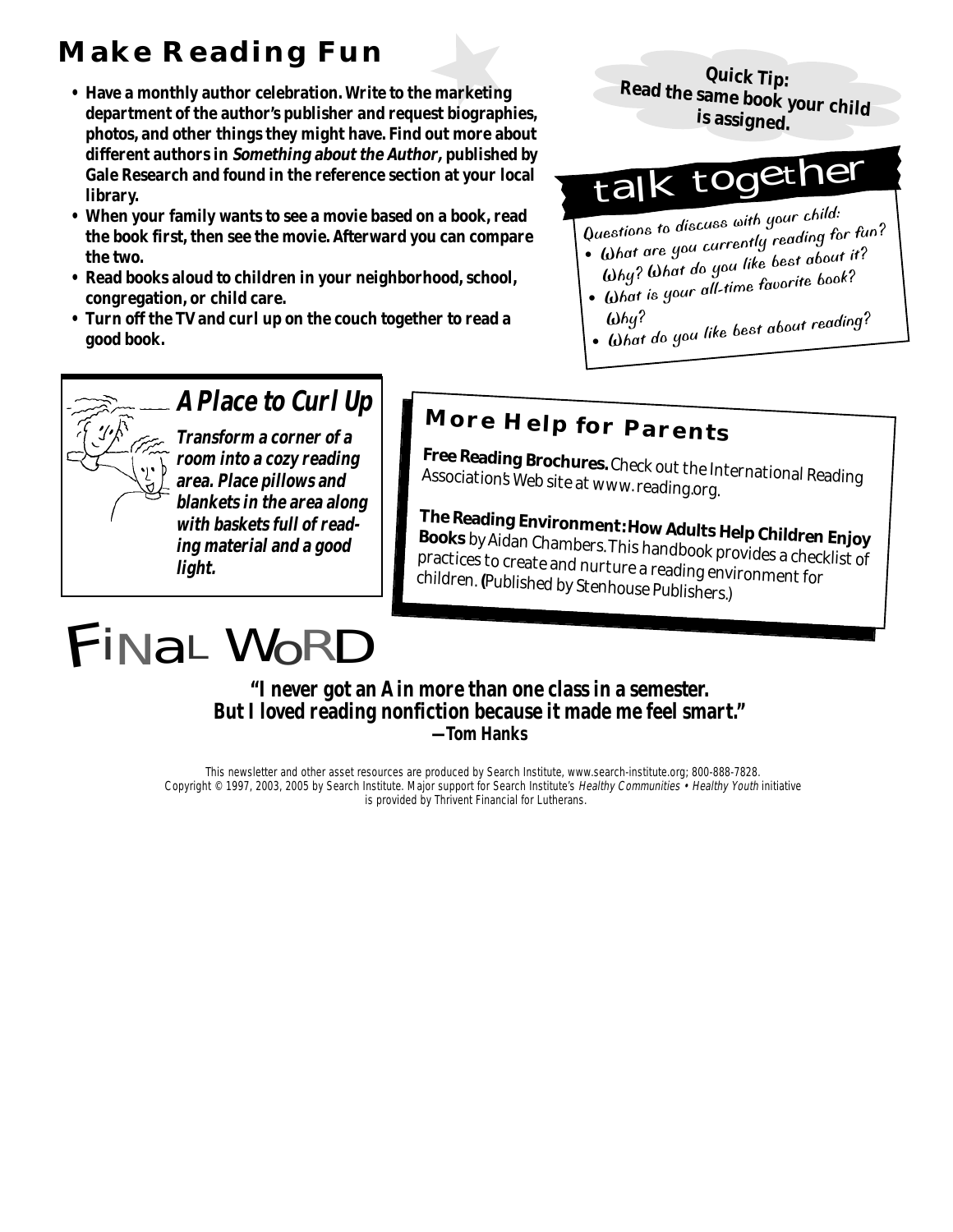## Make Reading Fun

- Have a monthly author celebration. Write to the marketing department of the author's publisher and request biographies, photos, and other things they might have. Find out more about different authors in *Something about the Author,* published by Gale Research and found in the reference section at your local library.
- When your family wants to see a movie based on a book, read the book first, then see the movie. Afterward you can compare the two.
- Read books aloud to children in your neighborhood, school, congregation, or child care.
- Turn off the TV and curl up on the couch together to read a good book.

**Quick Tip:**
**Read the same book your child is assigned.**

## talk together

Questions to discuss with your child:

- What are you currently reading for fun? Why? What do you like best about it?
- What is your all-time favorite book? Why?
- What do you like best about reading?

### *A Place to Curl Up*

***Transform a corner of a room into a cozy reading area. Place pillows and blankets in the area along with baskets full of reading material and a good light.***

### More Help for Parents

**Free Reading Brochures.** Check out the International Reading Association's Web site at www.reading.org.

**The Reading Environment: How Adults Help Children Enjoy Books** by Aidan Chambers. This handbook provides a checklist of practices to create and nurture a reading environment for children. (Published by Stenhouse Publishers.)

## Final Word

**"I never got an A in more than one class in a semester. But I loved reading nonfiction because it made me feel smart."**
**—Tom Hanks**

This newsletter and other asset resources are produced by Search Institute, www.search-institute.org; 800-888-7828. Copyright © 1997, 2003, 2005 by Search Institute. Major support for Search Institute's *Healthy Communities • Healthy Youth* initiative is provided by Thrivent Financial for Lutherans.